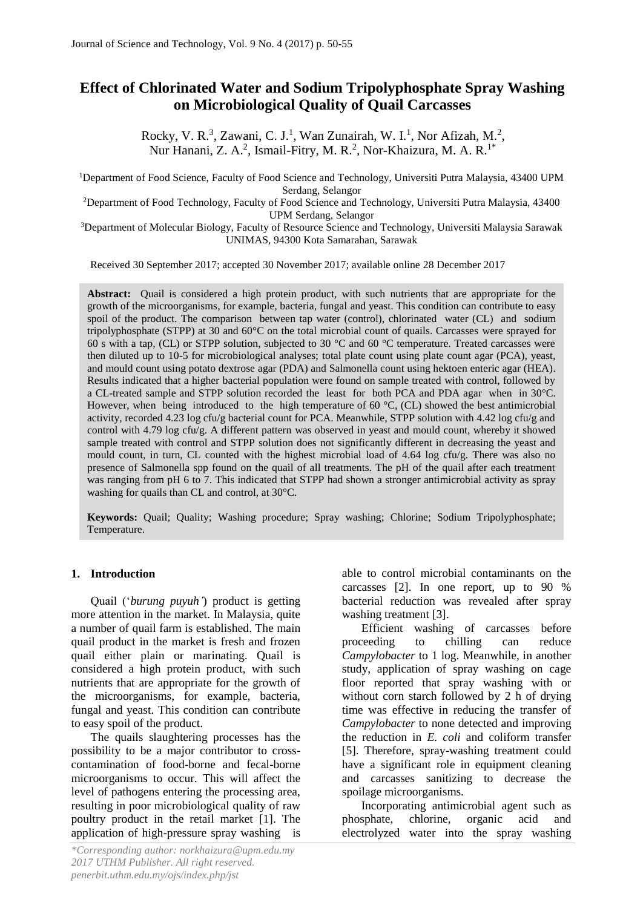# Effect of Chlorinated Water and Sodium Tripolyphosphate Spray Washing on Microbiological Quality of Quail Carcasses

Rocky, V. R.[3], Zawani, C. J.[1], Wan Zunairah, W. I.[1], Nor Afizah, M.[2], Nur Hanani, Z. A.[2], Ismail-Fitry, M. R.[2], Nor-Khaizura, M. A. R.[1*]

[1]Department of Food Science, Faculty of Food Science and Technology, Universiti Putra Malaysia, 43400 UPM Serdang, Selangor

[2]Department of Food Technology, Faculty of Food Science and Technology, Universiti Putra Malaysia, 43400 UPM Serdang, Selangor

[3]Department of Molecular Biology, Faculty of Resource Science and Technology, Universiti Malaysia Sarawak UNIMAS, 94300 Kota Samarahan, Sarawak

Received 30 September 2017; accepted 30 November 2017; available online 28 December 2017

**Abstract:** Quail is considered a high protein product, with such nutrients that are appropriate for the growth of the microorganisms, for example, bacteria, fungal and yeast. This condition can contribute to easy spoil of the product. The comparison between tap water (control), chlorinated water (CL) and sodium tripolyphosphate (STPP) at 30 and 60°C on the total microbial count of quails. Carcasses were sprayed for 60 s with a tap, (CL) or STPP solution, subjected to 30 °C and 60 °C temperature. Treated carcasses were then diluted up to 10-5 for microbiological analyses; total plate count using plate count agar (PCA), yeast, and mould count using potato dextrose agar (PDA) and Salmonella count using hektoen enteric agar (HEA). Results indicated that a higher bacterial population were found on sample treated with control, followed by a CL-treated sample and STPP solution recorded the least for both PCA and PDA agar when in 30°C. However, when being introduced to the high temperature of 60 °C, (CL) showed the best antimicrobial activity, recorded 4.23 log cfu/g bacterial count for PCA. Meanwhile, STPP solution with 4.42 log cfu/g and control with 4.79 log cfu/g. A different pattern was observed in yeast and mould count, whereby it showed sample treated with control and STPP solution does not significantly different in decreasing the yeast and mould count, in turn, CL counted with the highest microbial load of 4.64 log cfu/g. There was also no presence of Salmonella spp found on the quail of all treatments. The pH of the quail after each treatment was ranging from pH 6 to 7. This indicated that STPP had shown a stronger antimicrobial activity as spray washing for quails than CL and control, at 30°C.

**Keywords:** Quail; Quality; Washing procedure; Spray washing; Chlorine; Sodium Tripolyphosphate; Temperature.

## 1. Introduction

Quail (‘*burung puyuh’*) product is getting more attention in the market. In Malaysia, quite a number of quail farm is established. The main quail product in the market is fresh and frozen quail either plain or marinating. Quail is considered a high protein product, with such nutrients that are appropriate for the growth of the microorganisms, for example, bacteria, fungal and yeast. This condition can contribute to easy spoil of the product.

The quails slaughtering processes has the possibility to be a major contributor to cross-contamination of food-borne and fecal-borne microorganisms to occur. This will affect the level of pathogens entering the processing area, resulting in poor microbiological quality of raw poultry product in the retail market [1]. The application of high-pressure spray washing is able to control microbial contaminants on the carcasses [2]. In one report, up to 90 % bacterial reduction was revealed after spray washing treatment [3].

Efficient washing of carcasses before proceeding to chilling can reduce *Campylobacter* to 1 log. Meanwhile, in another study, application of spray washing on cage floor reported that spray washing with or without corn starch followed by 2 h of drying time was effective in reducing the transfer of *Campylobacter* to none detected and improving the reduction in *E. coli* and coliform transfer [5]. Therefore, spray-washing treatment could have a significant role in equipment cleaning and carcasses sanitizing to decrease the spoilage microorganisms.

Incorporating antimicrobial agent such as phosphate, chlorine, organic acid and electrolyzed water into the spray washing

*Corresponding author: norkhaizura@upm.edu.my
2017 UTHM Publisher. All right reserved.
penerbit.uthm.edu.my/ojs/index.php/jst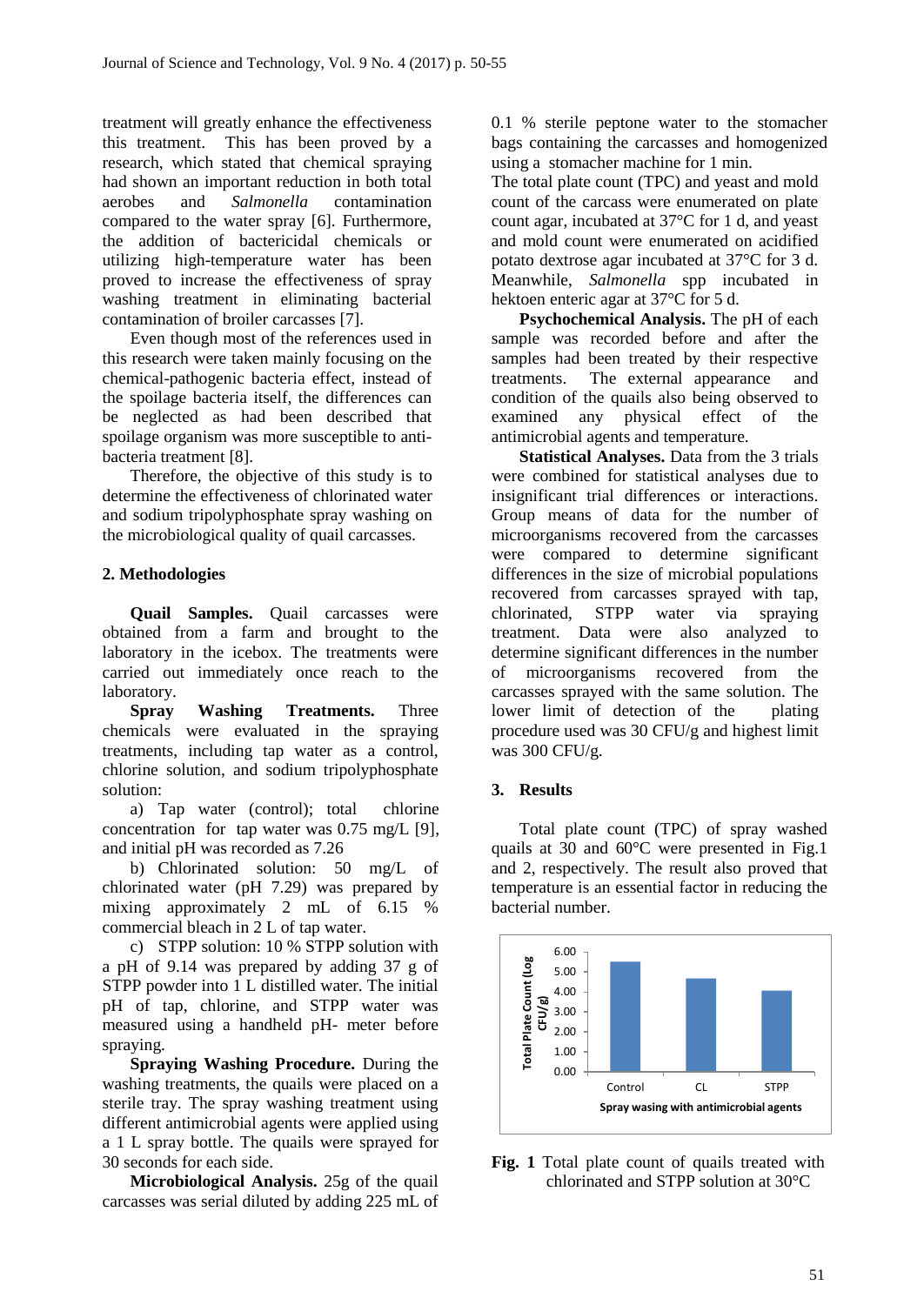treatment will greatly enhance the effectiveness this treatment. This has been proved by a research, which stated that chemical spraying had shown an important reduction in both total aerobes and *Salmonella* contamination compared to the water spray [6]. Furthermore, the addition of bactericidal chemicals or utilizing high-temperature water has been proved to increase the effectiveness of spray washing treatment in eliminating bacterial contamination of broiler carcasses [7].

Even though most of the references used in this research were taken mainly focusing on the chemical-pathogenic bacteria effect, instead of the spoilage bacteria itself, the differences can be neglected as had been described that spoilage organism was more susceptible to anti-bacteria treatment [8].

Therefore, the objective of this study is to determine the effectiveness of chlorinated water and sodium tripolyphosphate spray washing on the microbiological quality of quail carcasses.

## 2. Methodologies

**Quail Samples.** Quail carcasses were obtained from a farm and brought to the laboratory in the icebox. The treatments were carried out immediately once reach to the laboratory.

**Spray Washing Treatments.** Three chemicals were evaluated in the spraying treatments, including tap water as a control, chlorine solution, and sodium tripolyphosphate solution:

a) Tap water (control); total chlorine concentration for tap water was 0.75 mg/L [9], and initial pH was recorded as 7.26

b) Chlorinated solution: 50 mg/L of chlorinated water (pH 7.29) was prepared by mixing approximately 2 mL of 6.15 % commercial bleach in 2 L of tap water.

c) STPP solution: 10 % STPP solution with a pH of 9.14 was prepared by adding 37 g of STPP powder into 1 L distilled water. The initial pH of tap, chlorine, and STPP water was measured using a handheld pH- meter before spraying.

**Spraying Washing Procedure.** During the washing treatments, the quails were placed on a sterile tray. The spray washing treatment using different antimicrobial agents were applied using a 1 L spray bottle. The quails were sprayed for 30 seconds for each side.

**Microbiological Analysis.** 25g of the quail carcasses was serial diluted by adding 225 mL of 0.1 % sterile peptone water to the stomacher bags containing the carcasses and homogenized using a stomacher machine for 1 min.

The total plate count (TPC) and yeast and mold count of the carcass were enumerated on plate count agar, incubated at 37°C for 1 d, and yeast and mold count were enumerated on acidified potato dextrose agar incubated at 37°C for 3 d. Meanwhile, *Salmonella* spp incubated in hektoen enteric agar at 37°C for 5 d.

**Psychochemical Analysis.** The pH of each sample was recorded before and after the samples had been treated by their respective treatments. The external appearance and condition of the quails also being observed to examined any physical effect of the antimicrobial agents and temperature.

**Statistical Analyses.** Data from the 3 trials were combined for statistical analyses due to insignificant trial differences or interactions. Group means of data for the number of microorganisms recovered from the carcasses were compared to determine significant differences in the size of microbial populations recovered from carcasses sprayed with tap, chlorinated, STPP water via spraying treatment. Data were also analyzed to determine significant differences in the number of microorganisms recovered from the carcasses sprayed with the same solution. The lower limit of detection of the plating procedure used was 30 CFU/g and highest limit was 300 CFU/g.

## 3. Results

Total plate count (TPC) of spray washed quails at 30 and 60°C were presented in Fig.1 and 2, respectively. The result also proved that temperature is an essential factor in reducing the bacterial number.

**Fig. 1** Total plate count of quails treated with chlorinated and STPP solution at 30°C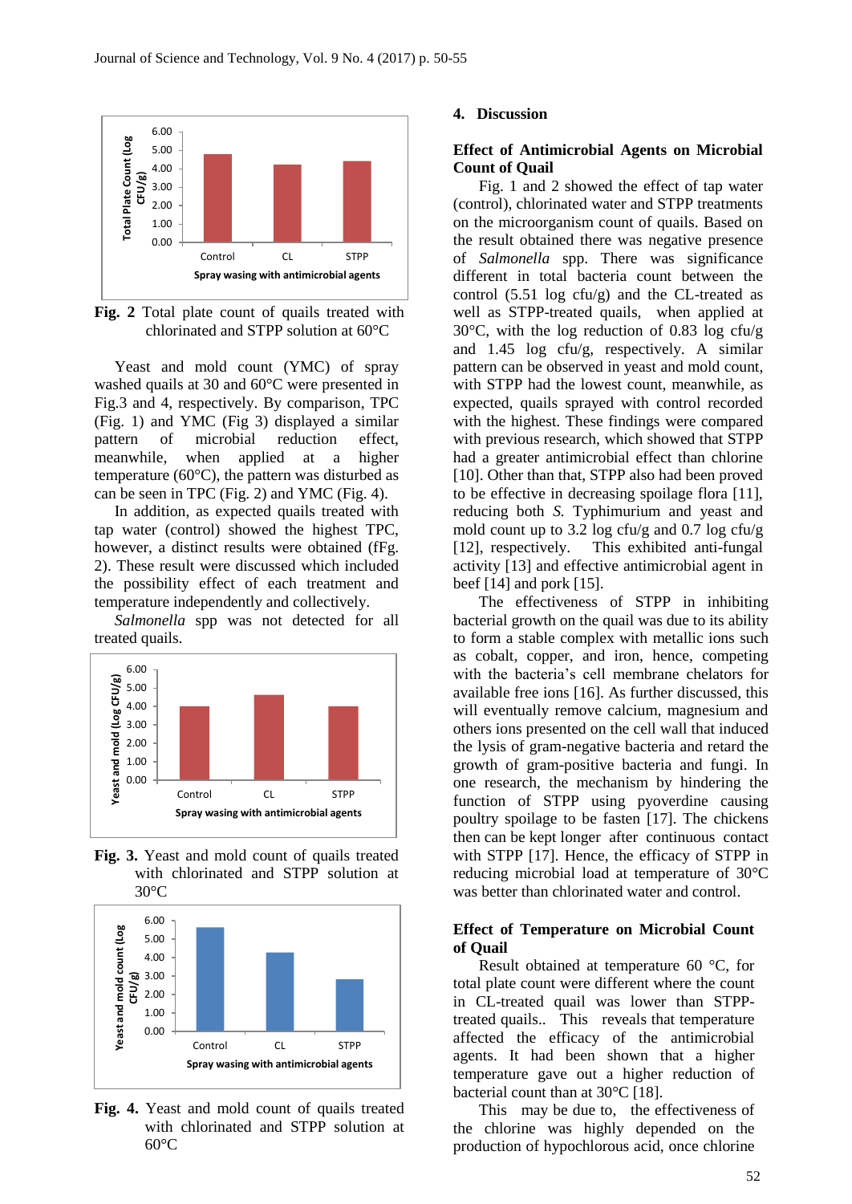Fig. 2 Total plate count of quails treated with chlorinated and STPP solution at 60°C

Yeast and mold count (YMC) of spray washed quails at 30 and 60°C were presented in Fig.3 and 4, respectively. By comparison, TPC (Fig. 1) and YMC (Fig 3) displayed a similar pattern of microbial reduction effect, meanwhile, when applied at a higher temperature (60°C), the pattern was disturbed as can be seen in TPC (Fig. 2) and YMC (Fig. 4).

In addition, as expected quails treated with tap water (control) showed the highest TPC, however, a distinct results were obtained (fFg. 2). These result were discussed which included the possibility effect of each treatment and temperature independently and collectively.

*Salmonella* spp was not detected for all treated quails.

**Fig. 3.** Yeast and mold count of quails treated with chlorinated and STPP solution at 30°C

**Fig. 4.** Yeast and mold count of quails treated with chlorinated and STPP solution at 60°C

## 4. Discussion

### Effect of Antimicrobial Agents on Microbial Count of Quail

Fig. 1 and 2 showed the effect of tap water (control), chlorinated water and STPP treatments on the microorganism count of quails. Based on the result obtained there was negative presence of *Salmonella* spp. There was significance different in total bacteria count between the control (5.51 log cfu/g) and the CL-treated as well as STPP-treated quails, when applied at 30°C, with the log reduction of 0.83 log cfu/g and 1.45 log cfu/g, respectively. A similar pattern can be observed in yeast and mold count, with STPP had the lowest count, meanwhile, as expected, quails sprayed with control recorded with the highest. These findings were compared with previous research, which showed that STPP had a greater antimicrobial effect than chlorine [10]. Other than that, STPP also had been proved to be effective in decreasing spoilage flora [11], reducing both *S.* Typhimurium and yeast and mold count up to 3.2 log cfu/g and 0.7 log cfu/g [12], respectively. This exhibited anti-fungal activity [13] and effective antimicrobial agent in beef [14] and pork [15].

The effectiveness of STPP in inhibiting bacterial growth on the quail was due to its ability to form a stable complex with metallic ions such as cobalt, copper, and iron, hence, competing with the bacteria's cell membrane chelators for available free ions [16]. As further discussed, this will eventually remove calcium, magnesium and others ions presented on the cell wall that induced the lysis of gram-negative bacteria and retard the growth of gram-positive bacteria and fungi. In one research, the mechanism by hindering the function of STPP using pyoverdine causing poultry spoilage to be fasten [17]. The chickens then can be kept longer after continuous contact with STPP [17]. Hence, the efficacy of STPP in reducing microbial load at temperature of 30°C was better than chlorinated water and control.

### Effect of Temperature on Microbial Count of Quail

Result obtained at temperature 60 °C, for total plate count were different where the count in CL-treated quail was lower than STPP-treated quails.. This reveals that temperature affected the efficacy of the antimicrobial agents. It had been shown that a higher temperature gave out a higher reduction of bacterial count than at 30°C [18].

This may be due to, the effectiveness of the chlorine was highly depended on the production of hypochlorous acid, once chlorine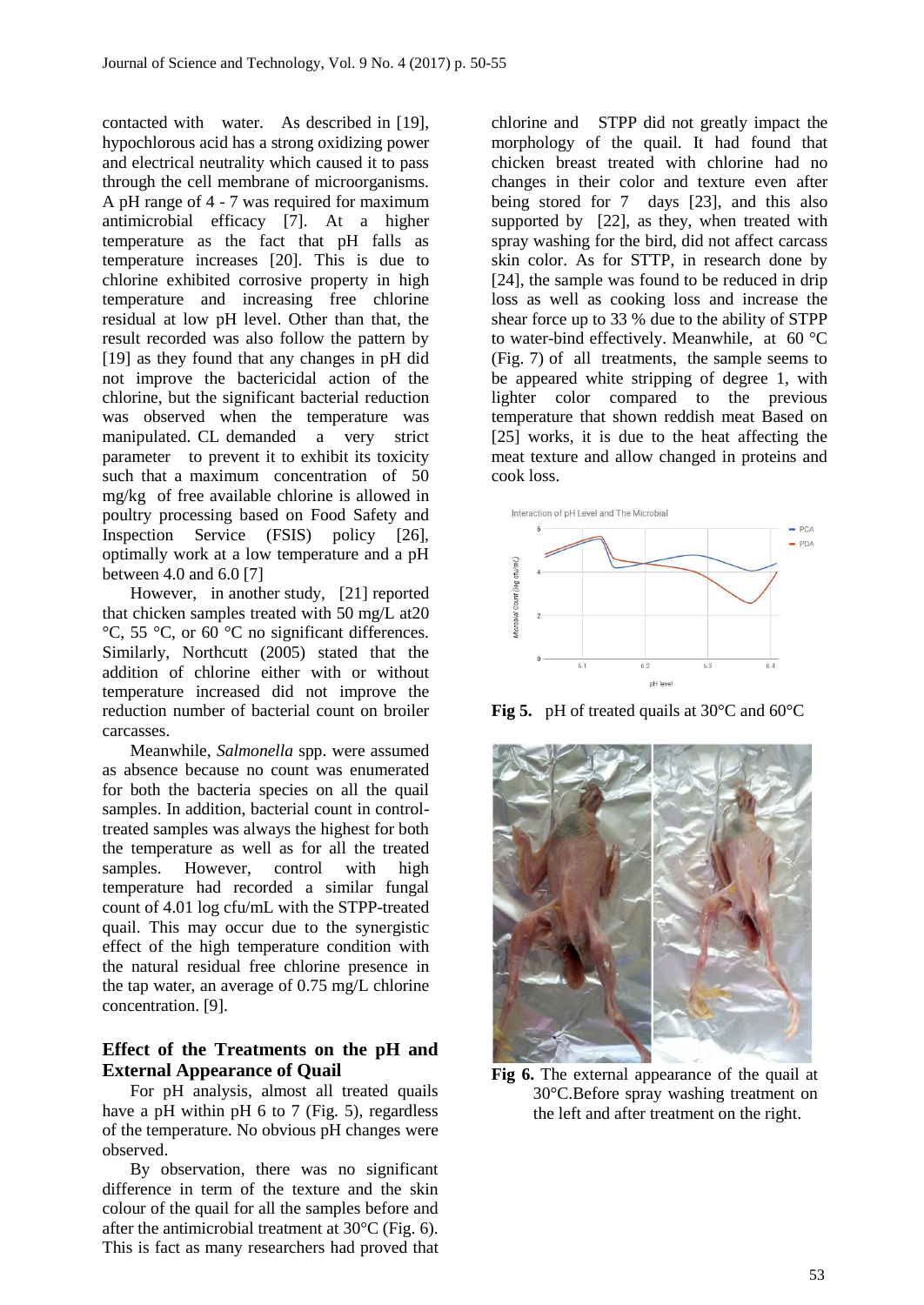contacted with water. As described in [19], hypochlorous acid has a strong oxidizing power and electrical neutrality which caused it to pass through the cell membrane of microorganisms. A pH range of 4 - 7 was required for maximum antimicrobial efficacy [7]. At a higher temperature as the fact that pH falls as temperature increases [20]. This is due to chlorine exhibited corrosive property in high temperature and increasing free chlorine residual at low pH level. Other than that, the result recorded was also follow the pattern by [19] as they found that any changes in pH did not improve the bactericidal action of the chlorine, but the significant bacterial reduction was observed when the temperature was manipulated. CL demanded a very strict parameter to prevent it to exhibit its toxicity such that a maximum concentration of 50 mg/kg of free available chlorine is allowed in poultry processing based on Food Safety and Inspection Service (FSIS) policy [26], optimally work at a low temperature and a pH between 4.0 and 6.0 [7]

However, in another study, [21] reported that chicken samples treated with 50 mg/L at20 °C, 55 °C, or 60 °C no significant differences. Similarly, Northcutt (2005) stated that the addition of chlorine either with or without temperature increased did not improve the reduction number of bacterial count on broiler carcasses.

Meanwhile, *Salmonella* spp. were assumed as absence because no count was enumerated for both the bacteria species on all the quail samples. In addition, bacterial count in control-treated samples was always the highest for both the temperature as well as for all the treated samples. However, control with high temperature had recorded a similar fungal count of 4.01 log cfu/mL with the STPP-treated quail. This may occur due to the synergistic effect of the high temperature condition with the natural residual free chlorine presence in the tap water, an average of 0.75 mg/L chlorine concentration. [9].

## Effect of the Treatments on the pH and External Appearance of Quail

For pH analysis, almost all treated quails have a pH within pH 6 to 7 (Fig. 5), regardless of the temperature. No obvious pH changes were observed.

By observation, there was no significant difference in term of the texture and the skin colour of the quail for all the samples before and after the antimicrobial treatment at 30°C (Fig. 6). This is fact as many researchers had proved that chlorine and STPP did not greatly impact the morphology of the quail. It had found that chicken breast treated with chlorine had no changes in their color and texture even after being stored for 7 days [23], and this also supported by [22], as they, when treated with spray washing for the bird, did not affect carcass skin color. As for STTP, in research done by [24], the sample was found to be reduced in drip loss as well as cooking loss and increase the shear force up to 33 % due to the ability of STPP to water-bind effectively. Meanwhile, at 60 °C (Fig. 7) of all treatments, the sample seems to be appeared white stripping of degree 1, with lighter color compared to the previous temperature that shown reddish meat Based on [25] works, it is due to the heat affecting the meat texture and allow changed in proteins and cook loss.

**Fig 5.** pH of treated quails at 30°C and 60°C

**Fig 6.** The external appearance of the quail at 30°C.Before spray washing treatment on the left and after treatment on the right.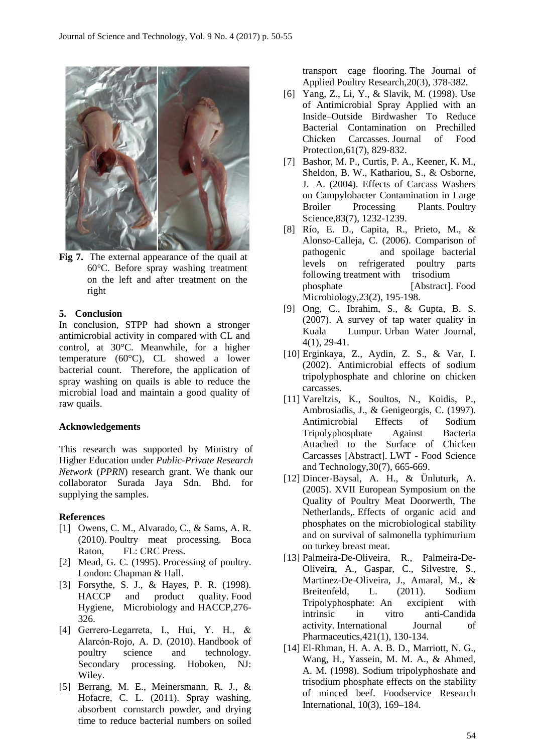**Fig 7.** The external appearance of the quail at 60°C. Before spray washing treatment on the left and after treatment on the right

## 5. Conclusion

In conclusion, STPP had shown a stronger antimicrobial activity in compared with CL and control, at 30°C. Meanwhile, for a higher temperature (60°C), CL showed a lower bacterial count. Therefore, the application of spray washing on quails is able to reduce the microbial load and maintain a good quality of raw quails.

## Acknowledgements

This research was supported by Ministry of Higher Education under *Public-Private Research Network* (*PPRN*) research grant. We thank our collaborator Surada Jaya Sdn. Bhd. for supplying the samples.

## References

[1] Owens, C. M., Alvarado, C., & Sams, A. R. (2010). Poultry meat processing. Boca Raton, FL: CRC Press.

[2] Mead, G. C. (1995). Processing of poultry. London: Chapman & Hall.

[3] Forsythe, S. J., & Hayes, P. R. (1998). HACCP and product quality. Food Hygiene, Microbiology and HACCP,276-326.

[4] Gerrero-Legarreta, I., Hui, Y. H., & Alarcón-Rojo, A. D. (2010). Handbook of poultry science and technology. Secondary processing. Hoboken, NJ: Wiley.

[5] Berrang, M. E., Meinersmann, R. J., & Hofacre, C. L. (2011). Spray washing, absorbent cornstarch powder, and drying time to reduce bacterial numbers on soiled transport cage flooring. The Journal of Applied Poultry Research,20(3), 378-382.

[6] Yang, Z., Li, Y., & Slavik, M. (1998). Use of Antimicrobial Spray Applied with an Inside–Outside Birdwasher To Reduce Bacterial Contamination on Prechilled Chicken Carcasses. Journal of Food Protection,61(7), 829-832.

[7] Bashor, M. P., Curtis, P. A., Keener, K. M., Sheldon, B. W., Kathariou, S., & Osborne, J. A. (2004). Effects of Carcass Washers on Campylobacter Contamination in Large Broiler Processing Plants. Poultry Science,83(7), 1232-1239.

[8] Río, E. D., Capita, R., Prieto, M., & Alonso-Calleja, C. (2006). Comparison of pathogenic and spoilage bacterial levels on refrigerated poultry parts following treatment with trisodium phosphate [Abstract]. Food Microbiology,23(2), 195-198.

[9] Ong, C., Ibrahim, S., & Gupta, B. S. (2007). A survey of tap water quality in Kuala Lumpur. Urban Water Journal, 4(1), 29-41.

[10] Erginkaya, Z., Aydin, Z. S., & Var, I. (2002). Antimicrobial effects of sodium tripolyphosphate and chlorine on chicken carcasses.

[11] Vareltzis, K., Soultos, N., Koidis, P., Ambrosiadis, J., & Genigeorgis, C. (1997). Antimicrobial Effects of Sodium Tripolyphosphate Against Bacteria Attached to the Surface of Chicken Carcasses [Abstract]. LWT - Food Science and Technology,30(7), 665-669.

[12] Dincer-Baysal, A. H., & Ünluturk, A. (2005). XVII European Symposium on the Quality of Poultry Meat Doorwerth, The Netherlands,. Effects of organic acid and phosphates on the microbiological stability and on survival of salmonella typhimurium on turkey breast meat.

[13] Palmeira-De-Oliveira, R., Palmeira-De-Oliveira, A., Gaspar, C., Silvestre, S., Martinez-De-Oliveira, J., Amaral, M., & Breitenfeld, L. (2011). Sodium Tripolyphosphate: An excipient with intrinsic in vitro anti-Candida activity. International Journal of Pharmaceutics,421(1), 130-134.

[14] El-Rhman, H. A. A. B. D., Marriott, N. G., Wang, H., Yassein, M. M. A., & Ahmed, A. M. (1998). Sodium tripolyphoshate and trisodium phosphate effects on the stability of minced beef. Foodservice Research International, 10(3), 169–184.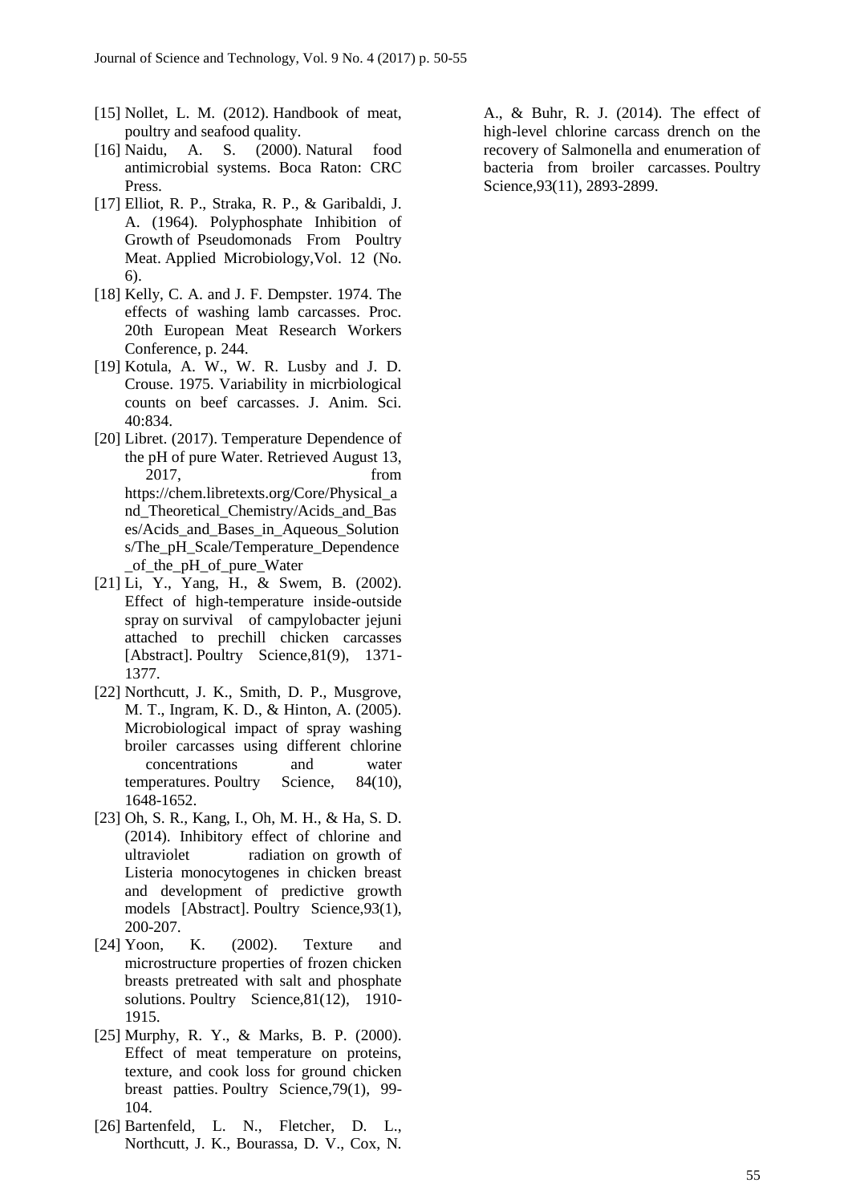[15] Nollet, L. M. (2012). Handbook of meat, poultry and seafood quality.

[16] Naidu, A. S. (2000). Natural food antimicrobial systems. Boca Raton: CRC Press.

[17] Elliot, R. P., Straka, R. P., & Garibaldi, J. A. (1964). Polyphosphate Inhibition of Growth of Pseudomonads From Poultry Meat. Applied Microbiology,Vol. 12 (No. 6).

[18] Kelly, C. A. and J. F. Dempster. 1974. The effects of washing lamb carcasses. Proc. 20th European Meat Research Workers Conference, p. 244.

[19] Kotula, A. W., W. R. Lusby and J. D. Crouse. 1975. Variability in micrbiological counts on beef carcasses. J. Anim. Sci. 40:834.

[20] Libret. (2017). Temperature Dependence of the pH of pure Water. Retrieved August 13, 2017, from https://chem.libretexts.org/Core/Physical_and_Theoretical_Chemistry/Acids_and_Bases/Acids_and_Bases_in_Aqueous_Solutions/The_pH_Scale/Temperature_Dependence_of_the_pH_of_pure_Water

[21] Li, Y., Yang, H., & Swem, B. (2002). Effect of high-temperature inside-outside spray on survival of campylobacter jejuni attached to prechill chicken carcasses [Abstract]. Poultry Science,81(9), 1371-1377.

[22] Northcutt, J. K., Smith, D. P., Musgrove, M. T., Ingram, K. D., & Hinton, A. (2005). Microbiological impact of spray washing broiler carcasses using different chlorine concentrations and water temperatures. Poultry Science, 84(10), 1648-1652.

[23] Oh, S. R., Kang, I., Oh, M. H., & Ha, S. D. (2014). Inhibitory effect of chlorine and ultraviolet radiation on growth of Listeria monocytogenes in chicken breast and development of predictive growth models [Abstract]. Poultry Science,93(1), 200-207.

[24] Yoon, K. (2002). Texture and microstructure properties of frozen chicken breasts pretreated with salt and phosphate solutions. Poultry Science,81(12), 1910-1915.

[25] Murphy, R. Y., & Marks, B. P. (2000). Effect of meat temperature on proteins, texture, and cook loss for ground chicken breast patties. Poultry Science,79(1), 99-104.

[26] Bartenfeld, L. N., Fletcher, D. L., Northcutt, J. K., Bourassa, D. V., Cox, N. A., & Buhr, R. J. (2014). The effect of high-level chlorine carcass drench on the recovery of Salmonella and enumeration of bacteria from broiler carcasses. Poultry Science,93(11), 2893-2899.